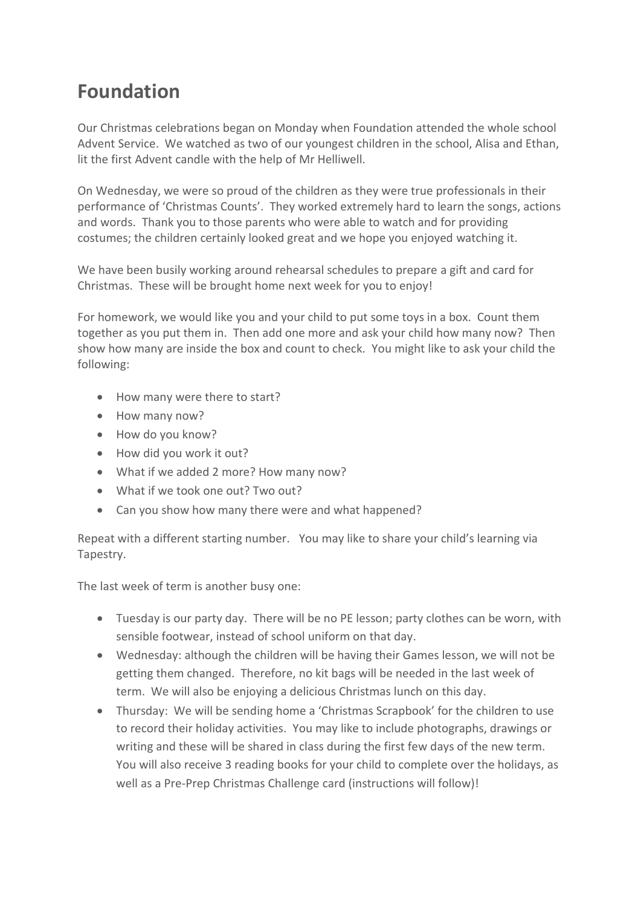# Foundation

Our Christmas celebrations began on Monday when Foundation attended the whole school Advent Service. We watched as two of our youngest children in the school, Alisa and Ethan, lit the first Advent candle with the help of Mr Helliwell.

On Wednesday, we were so proud of the children as they were true professionals in their performance of 'Christmas Counts'. They worked extremely hard to learn the songs, actions and words. Thank you to those parents who were able to watch and for providing costumes; the children certainly looked great and we hope you enjoyed watching it.

We have been busily working around rehearsal schedules to prepare a gift and card for Christmas. These will be brought home next week for you to enjoy!

For homework, we would like you and your child to put some toys in a box. Count them together as you put them in. Then add one more and ask your child how many now? Then show how many are inside the box and count to check. You might like to ask your child the following:

- How many were there to start?
- How many now?
- How do you know?
- How did you work it out?
- What if we added 2 more? How many now?
- What if we took one out? Two out?
- Can you show how many there were and what happened?

Repeat with a different starting number. You may like to share your child's learning via Tapestry.

The last week of term is another busy one:

- Tuesday is our party day. There will be no PE lesson; party clothes can be worn, with sensible footwear, instead of school uniform on that day.
- Wednesday: although the children will be having their Games lesson, we will not be getting them changed. Therefore, no kit bags will be needed in the last week of term. We will also be enjoying a delicious Christmas lunch on this day.
- Thursday: We will be sending home a 'Christmas Scrapbook' for the children to use to record their holiday activities. You may like to include photographs, drawings or writing and these will be shared in class during the first few days of the new term. You will also receive 3 reading books for your child to complete over the holidays, as well as a Pre-Prep Christmas Challenge card (instructions will follow)!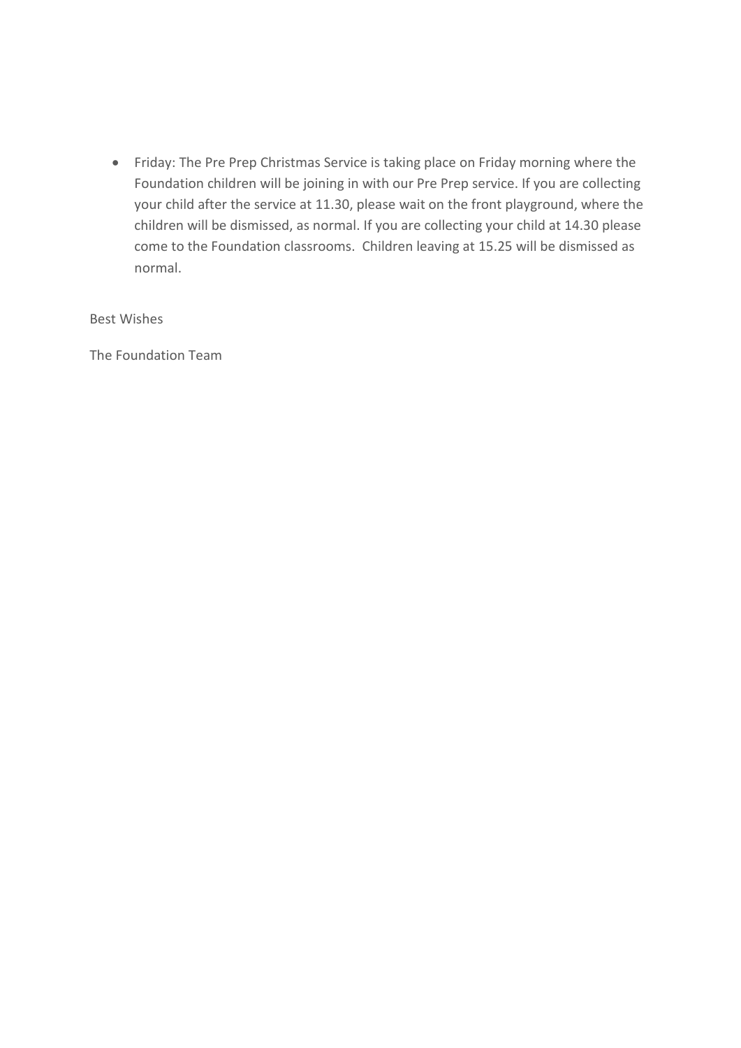- Friday: The Pre Prep Christmas Service is taking place on Friday morning where the Foundation children will be joining in with our Pre Prep service. If you are collecting your child after the service at 11.30, please wait on the front playground, where the children will be dismissed, as normal. If you are collecting your child at 14.30 please come to the Foundation classrooms. Children leaving at 15.25 will be dismissed as normal.

Best Wishes

The Foundation Team